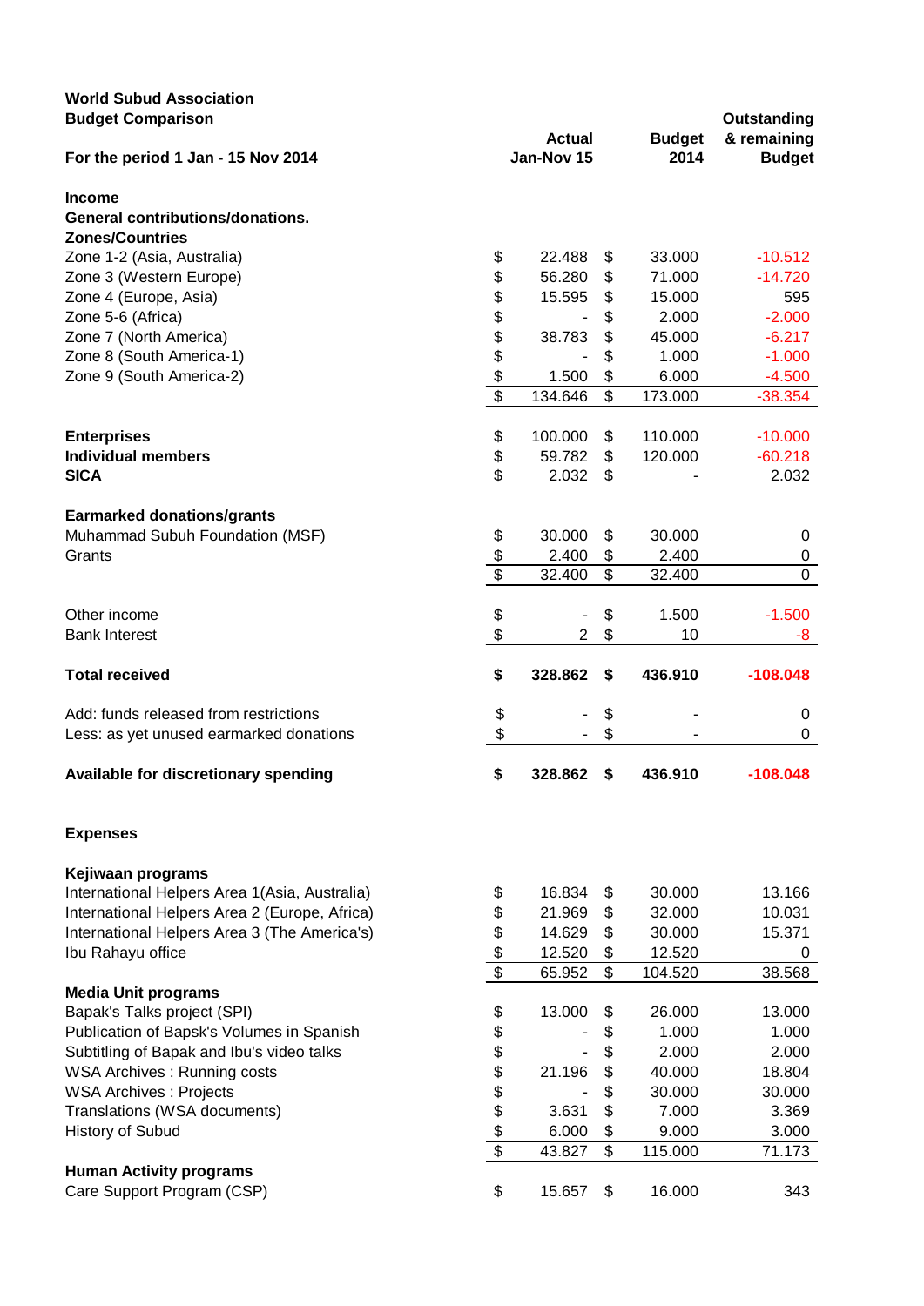**World Subud Association**
**Budget Comparison**
**For the period 1 Jan - 15 Nov 2014**

| | Actual Jan-Nov 15 | Budget 2014 | Outstanding & remaining Budget |
|---|---|---|---|
| **Income** | | | |
| **General contributions/donations.** | | | |
| **Zones/Countries** | | | |
| Zone 1-2 (Asia, Australia) | $ 22.488 | $ 33.000 | -10.512 |
| Zone 3 (Western Europe) | $ 56.280 | $ 71.000 | -14.720 |
| Zone 4 (Europe, Asia) | $ 15.595 | $ 15.000 | 595 |
| Zone 5-6 (Africa) | $ - | $ 2.000 | -2.000 |
| Zone 7 (North America) | $ 38.783 | $ 45.000 | -6.217 |
| Zone 8 (South America-1) | $ - | $ 1.000 | -1.000 |
| Zone 9 (South America-2) | $ 1.500 | $ 6.000 | -4.500 |
| | $ 134.646 | $ 173.000 | -38.354 |
| **Enterprises** | $ 100.000 | $ 110.000 | -10.000 |
| **Individual members** | $ 59.782 | $ 120.000 | -60.218 |
| **SICA** | $ 2.032 | $ - | 2.032 |
| **Earmarked donations/grants** | | | |
| Muhammad Subuh Foundation (MSF) | $ 30.000 | $ 30.000 | 0 |
| Grants | $ 2.400 | $ 2.400 | 0 |
| | $ 32.400 | $ 32.400 | 0 |
| Other income | $ - | $ 1.500 | -1.500 |
| Bank Interest | $ 2 | $ 10 | -8 |
| **Total received** | **$ 328.862** | **$ 436.910** | **-108.048** |
| Add: funds released from restrictions | $ - | $ - | 0 |
| Less: as yet unused earmarked donations | $ - | $ - | 0 |
| **Available for discretionary spending** | **$ 328.862** | **$ 436.910** | **-108.048** |
| **Expenses** | | | |
| **Kejiwaan programs** | | | |
| International Helpers Area 1(Asia, Australia) | $ 16.834 | $ 30.000 | 13.166 |
| International Helpers Area 2 (Europe, Africa) | $ 21.969 | $ 32.000 | 10.031 |
| International Helpers Area 3 (The America's) | $ 14.629 | $ 30.000 | 15.371 |
| Ibu Rahayu office | $ 12.520 | $ 12.520 | 0 |
| | $ 65.952 | $ 104.520 | 38.568 |
| **Media Unit programs** | | | |
| Bapak's Talks project (SPI) | $ 13.000 | $ 26.000 | 13.000 |
| Publication of Bapsk's Volumes in Spanish | $ - | $ 1.000 | 1.000 |
| Subtitling of Bapak and Ibu's video talks | $ - | $ 2.000 | 2.000 |
| WSA Archives : Running costs | $ 21.196 | $ 40.000 | 18.804 |
| WSA Archives : Projects | $ - | $ 30.000 | 30.000 |
| Translations (WSA documents) | $ 3.631 | $ 7.000 | 3.369 |
| History of Subud | $ 6.000 | $ 9.000 | 3.000 |
| | $ 43.827 | $ 115.000 | 71.173 |
| **Human Activity programs** | | | |
| Care Support Program (CSP) | $ 15.657 | $ 16.000 | 343 |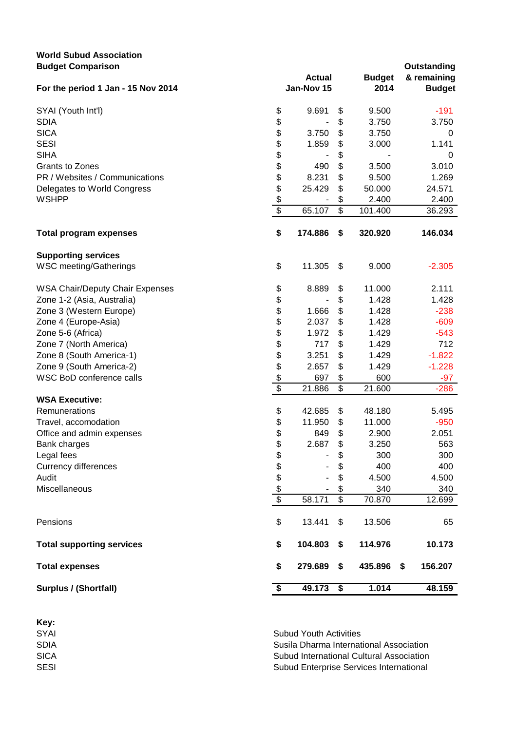**World Subud Association**
**Budget Comparison**

| For the period 1 Jan - 15 Nov 2014 | Actual Jan-Nov 15 | Budget 2014 | Outstanding & remaining Budget |
|---|---|---|---|
| SYAI (Youth Int'l) | $ 9.691 | $ 9.500 | -191 |
| SDIA | $ - | $ 3.750 | 3.750 |
| SICA | $ 3.750 | $ 3.750 | 0 |
| SESI | $ 1.859 | $ 3.000 | 1.141 |
| SIHA | $ - | $ - | 0 |
| Grants to Zones | $ 490 | $ 3.500 | 3.010 |
| PR / Websites / Communications | $ 8.231 | $ 9.500 | 1.269 |
| Delegates to World Congress | $ 25.429 | $ 50.000 | 24.571 |
| WSHPP | $ - | $ 2.400 | 2.400 |
| | $ 65.107 | $ 101.400 | 36.293 |
| **Total program expenses** | **$ 174.886** | **$ 320.920** | **146.034** |
| **Supporting services** | | | |
| WSC meeting/Gatherings | $ 11.305 | $ 9.000 | -2.305 |
| WSA Chair/Deputy Chair Expenses | $ 8.889 | $ 11.000 | 2.111 |
| Zone 1-2 (Asia, Australia) | $ - | $ 1.428 | 1.428 |
| Zone 3 (Western Europe) | $ 1.666 | $ 1.428 | -238 |
| Zone 4 (Europe-Asia) | $ 2.037 | $ 1.428 | -609 |
| Zone 5-6 (Africa) | $ 1.972 | $ 1.429 | -543 |
| Zone 7 (North America) | $ 717 | $ 1.429 | 712 |
| Zone 8 (South America-1) | $ 3.251 | $ 1.429 | -1.822 |
| Zone 9 (South America-2) | $ 2.657 | $ 1.429 | -1.228 |
| WSC BoD conference calls | $ 697 | $ 600 | -97 |
| | $ 21.886 | $ 21.600 | -286 |
| **WSA Executive:** | | | |
| Remunerations | $ 42.685 | $ 48.180 | 5.495 |
| Travel, accomodation | $ 11.950 | $ 11.000 | -950 |
| Office and admin expenses | $ 849 | $ 2.900 | 2.051 |
| Bank charges | $ 2.687 | $ 3.250 | 563 |
| Legal fees | $ - | $ 300 | 300 |
| Currency differences | $ - | $ 400 | 400 |
| Audit | $ - | $ 4.500 | 4.500 |
| Miscellaneous | $ - | $ 340 | 340 |
| | $ 58.171 | $ 70.870 | 12.699 |
| Pensions | $ 13.441 | $ 13.506 | 65 |
| **Total supporting services** | **$ 104.803** | **$ 114.976** | **10.173** |
| **Total expenses** | **$ 279.689** | **$ 435.896** | **$ 156.207** |
| **Surplus / (Shortfall)** | **$ 49.173** | **$ 1.014** | **48.159** |

**Key:**

| | |
|---|---|
| SYAI | Subud Youth Activities |
| SDIA | Susila Dharma International Association |
| SICA | Subud International Cultural Association |
| SESI | Subud Enterprise Services International |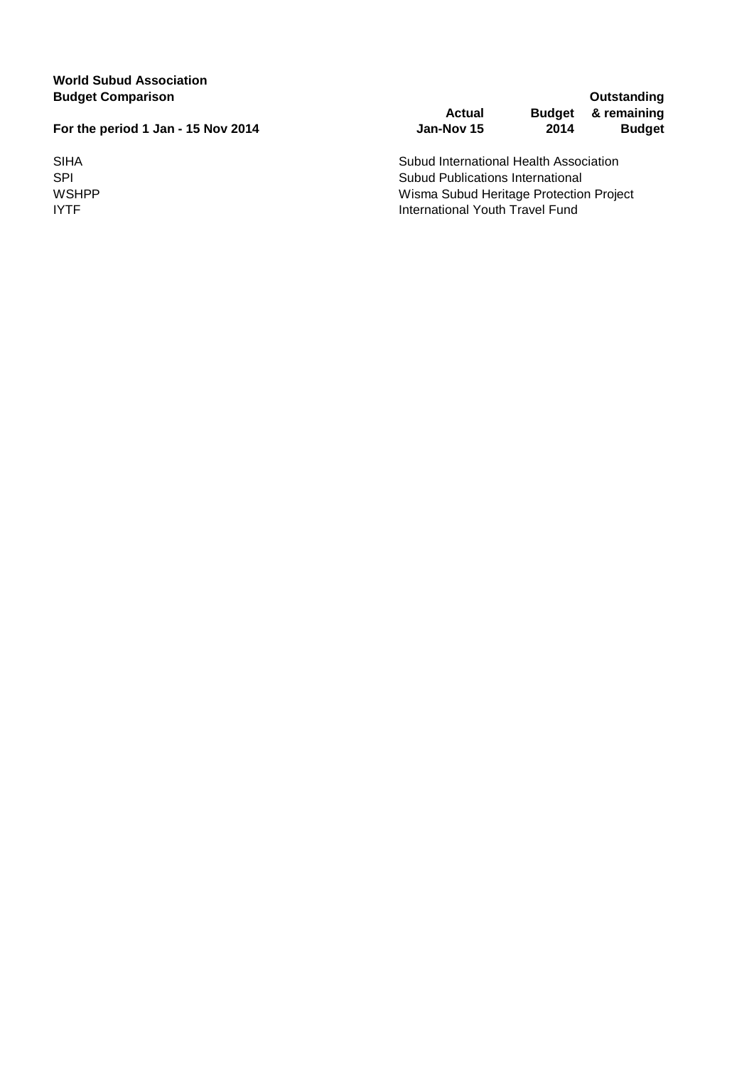**World Subud Association**
**Budget Comparison**

**For the period 1 Jan - 15 Nov 2014**

| | Actual Jan-Nov 15 | Budget 2014 | Outstanding & remaining Budget |
|---|---|---|---|
| SIHA | Subud International Health Association | | |
| SPI | Subud Publications International | | |
| WSHPP | Wisma Subud Heritage Protection Project | | |
| IYTF | International Youth Travel Fund | | |